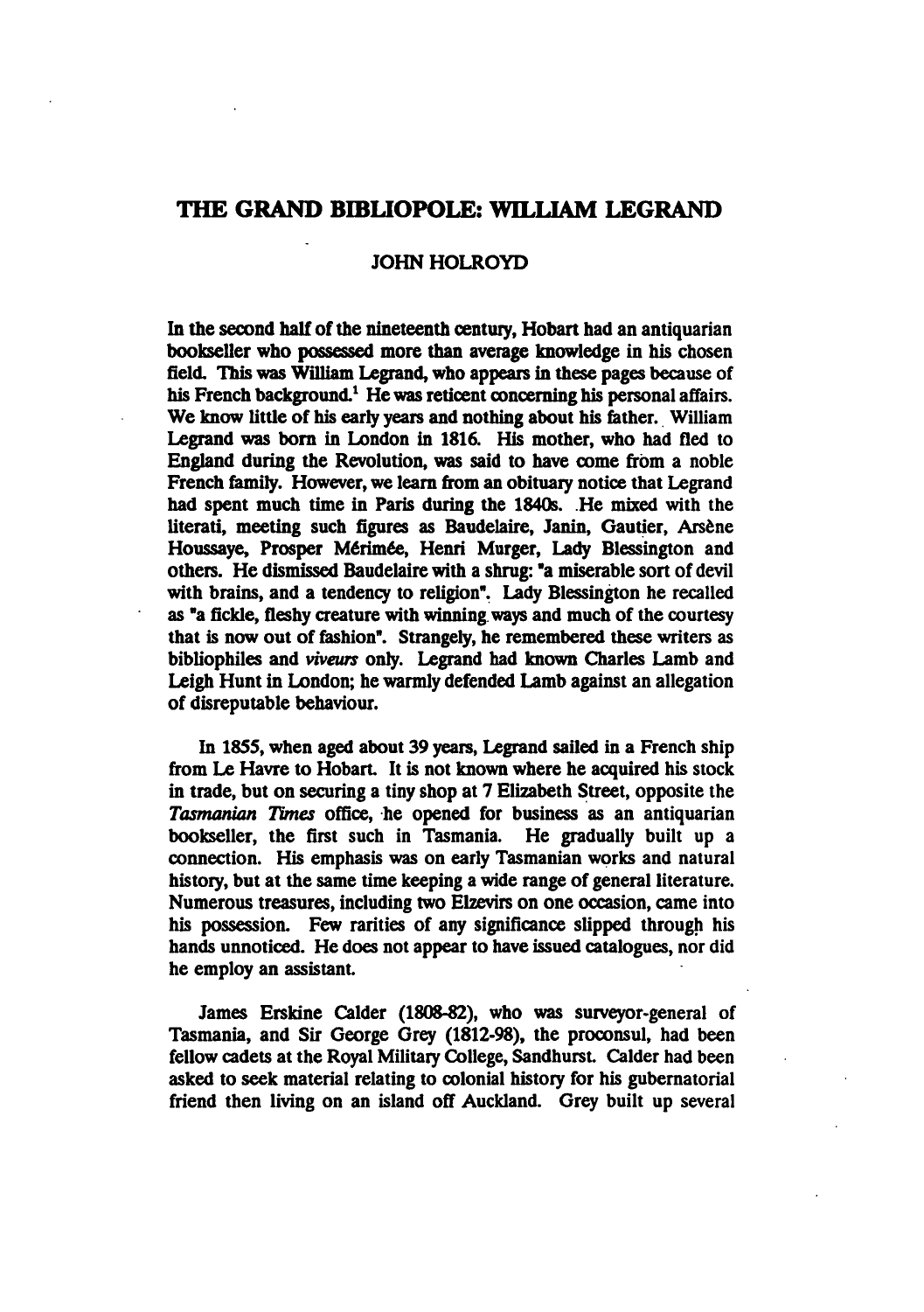# THE GRAND BIBLIOPOLE: WILLIAM LEGRAND

JOHN HOLROYD

In the second half of the nineteenth century, Hobart had an antiquarian bookseller who possessed more than average knowledge in his chosen field. This was William Legrand, who appears in these pages because of his French background.[1] He was reticent concerning his personal affairs. We know little of his early years and nothing about his father. William Legrand was born in London in 1816. His mother, who had fled to England during the Revolution, was said to have come from a noble French family. However, we learn from an obituary notice that Legrand had spent much time in Paris during the 1840s. He mixed with the literati, meeting such figures as Baudelaire, Janin, Gautier, Arsène Houssaye, Prosper Mérimée, Henri Murger, Lady Blessington and others. He dismissed Baudelaire with a shrug: "a miserable sort of devil with brains, and a tendency to religion". Lady Blessington he recalled as "a fickle, fleshy creature with winning ways and much of the courtesy that is now out of fashion". Strangely, he remembered these writers as bibliophiles and *viveurs* only. Legrand had known Charles Lamb and Leigh Hunt in London; he warmly defended Lamb against an allegation of disreputable behaviour.

In 1855, when aged about 39 years, Legrand sailed in a French ship from Le Havre to Hobart. It is not known where he acquired his stock in trade, but on securing a tiny shop at 7 Elizabeth Street, opposite the *Tasmanian Times* office, he opened for business as an antiquarian bookseller, the first such in Tasmania. He gradually built up a connection. His emphasis was on early Tasmanian works and natural history, but at the same time keeping a wide range of general literature. Numerous treasures, including two Elzevirs on one occasion, came into his possession. Few rarities of any significance slipped through his hands unnoticed. He does not appear to have issued catalogues, nor did he employ an assistant.

James Erskine Calder (1808-82), who was surveyor-general of Tasmania, and Sir George Grey (1812-98), the proconsul, had been fellow cadets at the Royal Military College, Sandhurst. Calder had been asked to seek material relating to colonial history for his gubernatorial friend then living on an island off Auckland. Grey built up several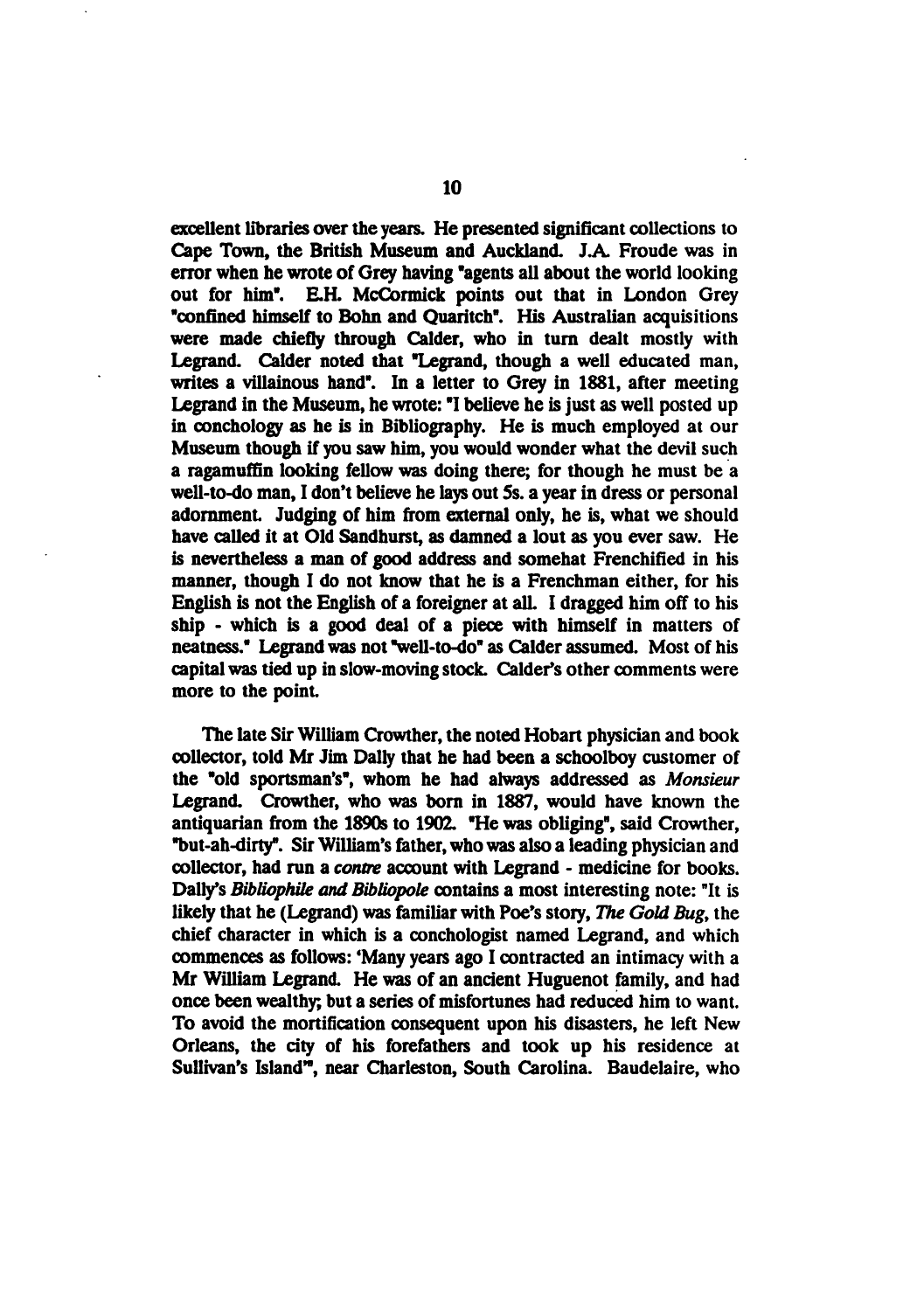excellent libraries over the years. He presented significant collections to Cape Town, the British Museum and Auckland. J.A. Froude was in error when he wrote of Grey having "agents all about the world looking out for him". E.H. McCormick points out that in London Grey "confined himself to Bohn and Quaritch". His Australian acquisitions were made chiefly through Calder, who in turn dealt mostly with Legrand. Calder noted that "Legrand, though a well educated man, writes a villainous hand". In a letter to Grey in 1881, after meeting Legrand in the Museum, he wrote: "I believe he is just as well posted up in conchology as he is in Bibliography. He is much employed at our Museum though if you saw him, you would wonder what the devil such a ragamuffin looking fellow was doing there; for though he must be a well-to-do man, I don't believe he lays out 5s. a year in dress or personal adornment. Judging of him from external only, he is, what we should have called it at Old Sandhurst, as damned a lout as you ever saw. He is nevertheless a man of good address and somehat Frenchified in his manner, though I do not know that he is a Frenchman either, for his English is not the English of a foreigner at all. I dragged him off to his ship - which is a good deal of a piece with himself in matters of neatness." Legrand was not "well-to-do" as Calder assumed. Most of his capital was tied up in slow-moving stock. Calder's other comments were more to the point.

The late Sir William Crowther, the noted Hobart physician and book collector, told Mr Jim Dally that he had been a schoolboy customer of the "old sportsman's", whom he had always addressed as *Monsieur* Legrand. Crowther, who was born in 1887, would have known the antiquarian from the 1890s to 1902. "He was obliging", said Crowther, "but-ah-dirty". Sir William's father, who was also a leading physician and collector, had run a *contre* account with Legrand - medicine for books. Dally's *Bibliophile and Bibliopole* contains a most interesting note: "It is likely that he (Legrand) was familiar with Poe's story, *The Gold Bug*, the chief character in which is a conchologist named Legrand, and which commences as follows: 'Many years ago I contracted an intimacy with a Mr William Legrand. He was of an ancient Huguenot family, and had once been wealthy; but a series of misfortunes had reduced him to want. To avoid the mortification consequent upon his disasters, he left New Orleans, the city of his forefathers and took up his residence at Sullivan's Island'", near Charleston, South Carolina. Baudelaire, who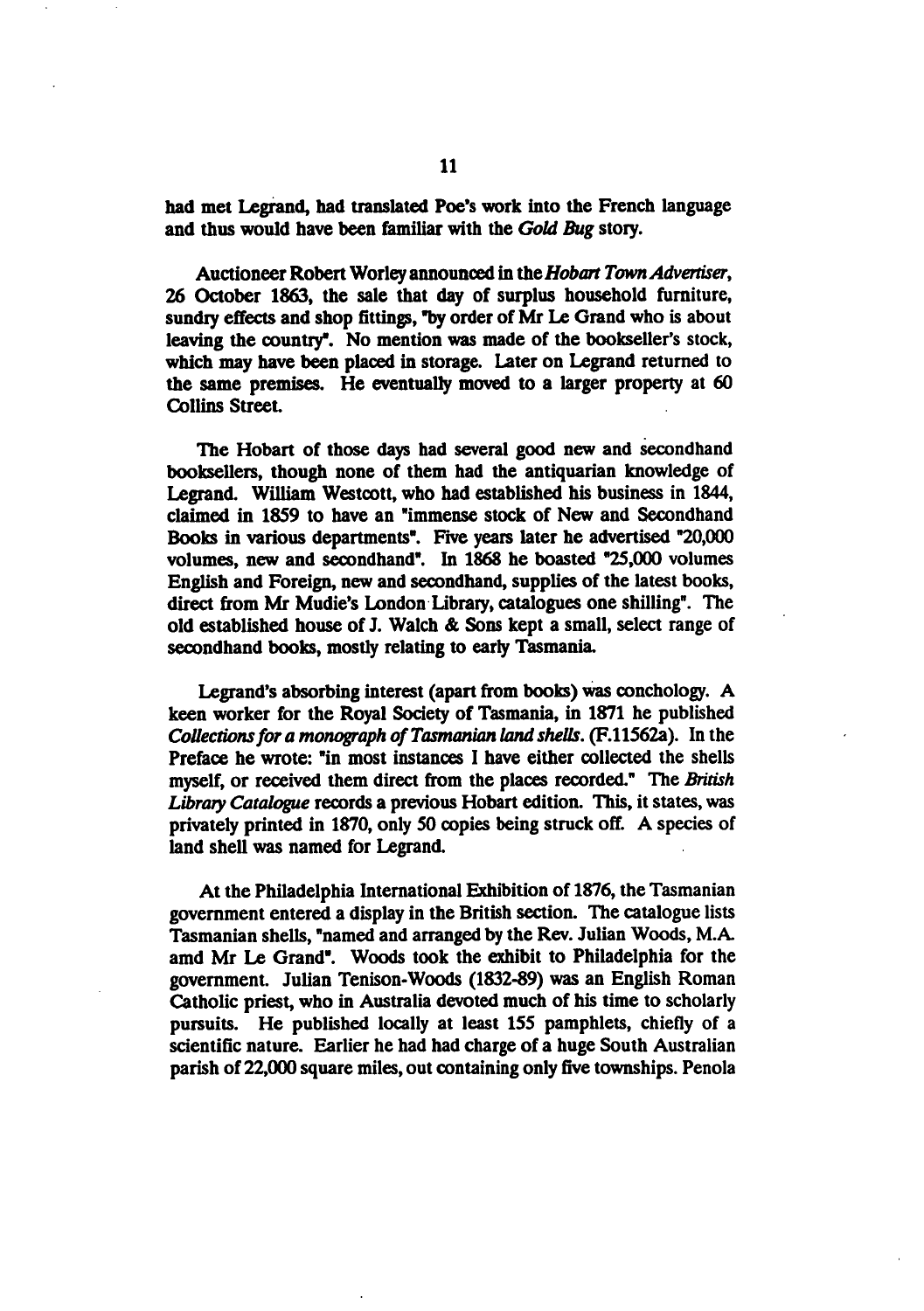had met Legrand, had translated Poe's work into the French language and thus would have been familiar with the *Gold Bug* story.

Auctioneer Robert Worley announced in the *Hobart Town Advertiser*, 26 October 1863, the sale that day of surplus household furniture, sundry effects and shop fittings, "by order of Mr Le Grand who is about leaving the country". No mention was made of the bookseller's stock, which may have been placed in storage. Later on Legrand returned to the same premises. He eventually moved to a larger property at 60 Collins Street.

The Hobart of those days had several good new and secondhand booksellers, though none of them had the antiquarian knowledge of Legrand. William Westcott, who had established his business in 1844, claimed in 1859 to have an "immense stock of New and Secondhand Books in various departments". Five years later he advertised "20,000 volumes, new and secondhand". In 1868 he boasted "25,000 volumes English and Foreign, new and secondhand, supplies of the latest books, direct from Mr Mudie's London Library, catalogues one shilling". The old established house of J. Walch & Sons kept a small, select range of secondhand books, mostly relating to early Tasmania.

Legrand's absorbing interest (apart from books) was conchology. A keen worker for the Royal Society of Tasmania, in 1871 he published *Collections for a monograph of Tasmanian land shells*. (F.11562a). In the Preface he wrote: "in most instances I have either collected the shells myself, or received them direct from the places recorded." The *British Library Catalogue* records a previous Hobart edition. This, it states, was privately printed in 1870, only 50 copies being struck off. A species of land shell was named for Legrand.

At the Philadelphia International Exhibition of 1876, the Tasmanian government entered a display in the British section. The catalogue lists Tasmanian shells, "named and arranged by the Rev. Julian Woods, M.A. amd Mr Le Grand". Woods took the exhibit to Philadelphia for the government. Julian Tenison-Woods (1832-89) was an English Roman Catholic priest, who in Australia devoted much of his time to scholarly pursuits. He published locally at least 155 pamphlets, chiefly of a scientific nature. Earlier he had had charge of a huge South Australian parish of 22,000 square miles, out containing only five townships. Penola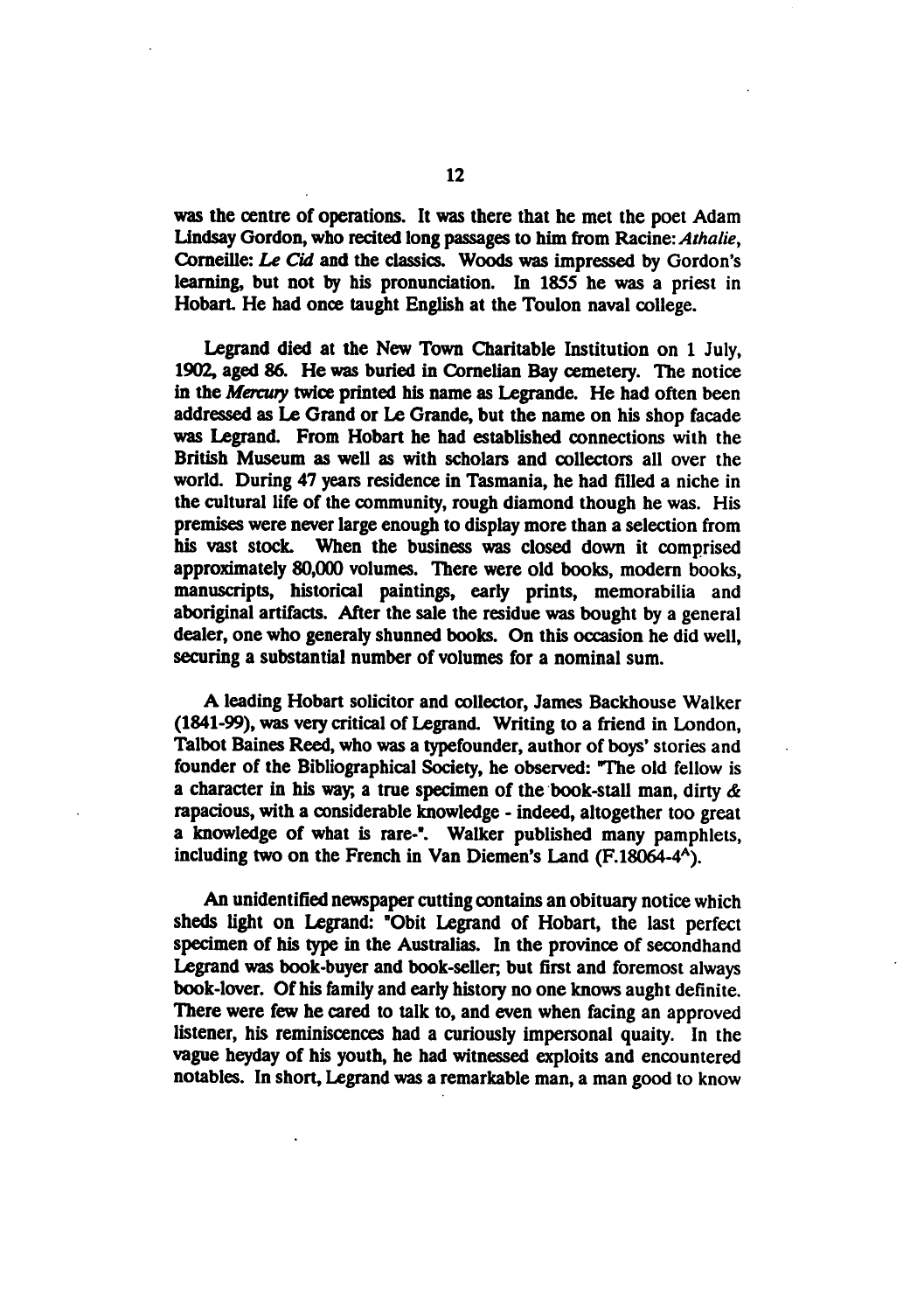was the centre of operations. It was there that he met the poet Adam Lindsay Gordon, who recited long passages to him from Racine: *Athalie*, Corneille: *Le Cid* and the classics. Woods was impressed by Gordon's learning, but not by his pronunciation. In 1855 he was a priest in Hobart. He had once taught English at the Toulon naval college.

Legrand died at the New Town Charitable Institution on 1 July, 1902, aged 86. He was buried in Cornelian Bay cemetery. The notice in the *Mercury* twice printed his name as Legrande. He had often been addressed as Le Grand or Le Grande, but the name on his shop facade was Legrand. From Hobart he had established connections with the British Museum as well as with scholars and collectors all over the world. During 47 years residence in Tasmania, he had filled a niche in the cultural life of the community, rough diamond though he was. His premises were never large enough to display more than a selection from his vast stock. When the business was closed down it comprised approximately 80,000 volumes. There were old books, modern books, manuscripts, historical paintings, early prints, memorabilia and aboriginal artifacts. After the sale the residue was bought by a general dealer, one who generaly shunned books. On this occasion he did well, securing a substantial number of volumes for a nominal sum.

A leading Hobart solicitor and collector, James Backhouse Walker (1841-99), was very critical of Legrand. Writing to a friend in London, Talbot Baines Reed, who was a typefounder, author of boys' stories and founder of the Bibliographical Society, he observed: "The old fellow is a character in his way; a true specimen of the book-stall man, dirty & rapacious, with a considerable knowledge - indeed, altogether too great a knowledge of what is rare-". Walker published many pamphlets, including two on the French in Van Diemen's Land (F.18064-4[A]).

An unidentified newspaper cutting contains an obituary notice which sheds light on Legrand: "Obit Legrand of Hobart, the last perfect specimen of his type in the Australias. In the province of secondhand Legrand was book-buyer and book-seller; but first and foremost always book-lover. Of his family and early history no one knows aught definite. There were few he cared to talk to, and even when facing an approved listener, his reminiscences had a curiously impersonal quaity. In the vague heyday of his youth, he had witnessed exploits and encountered notables. In short, Legrand was a remarkable man, a man good to know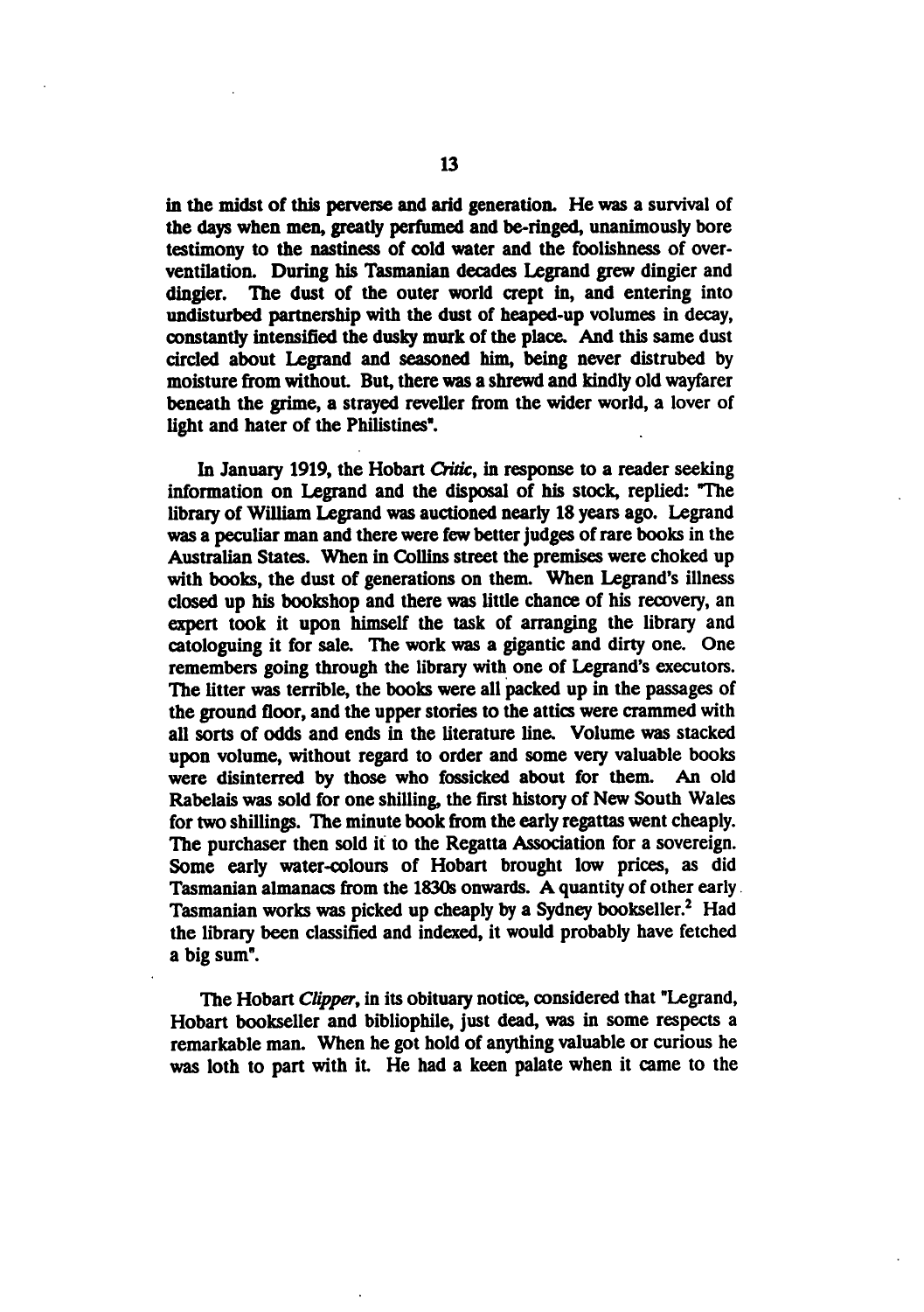in the midst of this perverse and arid generation. He was a survival of the days when men, greatly perfumed and be-ringed, unanimously bore testimony to the nastiness of cold water and the foolishness of over-ventilation. During his Tasmanian decades Legrand grew dingier and dingier. The dust of the outer world crept in, and entering into undisturbed partnership with the dust of heaped-up volumes in decay, constantly intensified the dusky murk of the place. And this same dust circled about Legrand and seasoned him, being never distrubed by moisture from without. But, there was a shrewd and kindly old wayfarer beneath the grime, a strayed reveller from the wider world, a lover of light and hater of the Philistines".

In January 1919, the Hobart *Critic*, in response to a reader seeking information on Legrand and the disposal of his stock, replied: "The library of William Legrand was auctioned nearly 18 years ago. Legrand was a peculiar man and there were few better judges of rare books in the Australian States. When in Collins street the premises were choked up with books, the dust of generations on them. When Legrand's illness closed up his bookshop and there was little chance of his recovery, an expert took it upon himself the task of arranging the library and catologuing it for sale. The work was a gigantic and dirty one. One remembers going through the library with one of Legrand's executors. The litter was terrible, the books were all packed up in the passages of the ground floor, and the upper stories to the attics were crammed with all sorts of odds and ends in the literature line. Volume was stacked upon volume, without regard to order and some very valuable books were disinterred by those who fossicked about for them. An old Rabelais was sold for one shilling, the first history of New South Wales for two shillings. The minute book from the early regattas went cheaply. The purchaser then sold it to the Regatta Association for a sovereign. Some early water-colours of Hobart brought low prices, as did Tasmanian almanacs from the 1830s onwards. A quantity of other early Tasmanian works was picked up cheaply by a Sydney bookseller.[2] Had the library been classified and indexed, it would probably have fetched a big sum".

The Hobart *Clipper*, in its obituary notice, considered that "Legrand, Hobart bookseller and bibliophile, just dead, was in some respects a remarkable man. When he got hold of anything valuable or curious he was loth to part with it. He had a keen palate when it came to the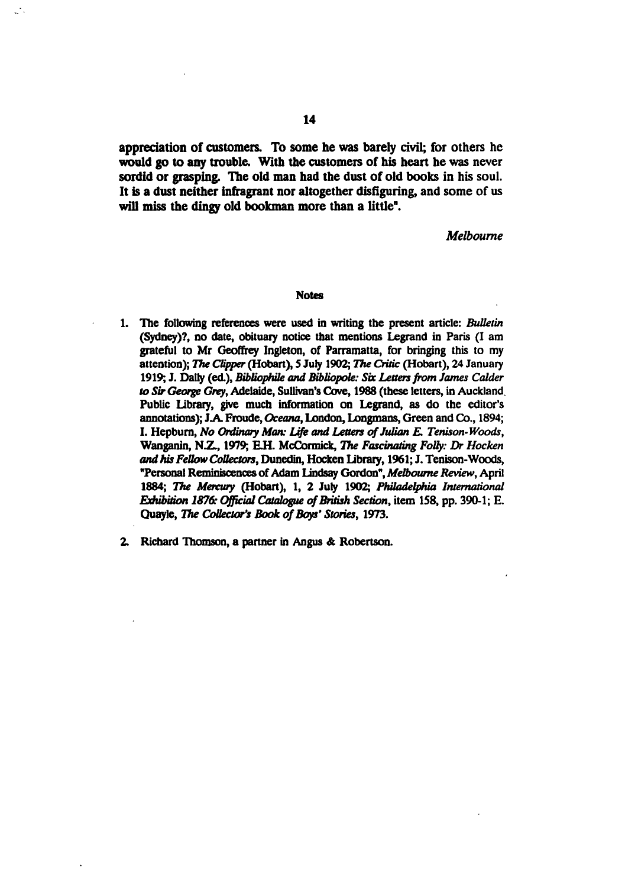appreciation of customers. To some he was barely civil; for others he would go to any trouble. With the customers of his heart he was never sordid or grasping. The old man had the dust of old books in his soul. It is a dust neither infragrant nor altogether disfiguring, and some of us will miss the dingy old bookman more than a little".

*Melbourne*

## Notes

1. The following references were used in writing the present article: *Bulletin* (Sydney)?, no date, obituary notice that mentions Legrand in Paris (I am grateful to Mr Geoffrey Ingleton, of Parramatta, for bringing this to my attention); *The Clipper* (Hobart), 5 July 1902; *The Critic* (Hobart), 24 January 1919; J. Dally (ed.), *Bibliophile and Bibliopole: Six Letters from James Calder to Sir George Grey*, Adelaide, Sullivan's Cove, 1988 (these letters, in Auckland Public Library, give much information on Legrand, as do the editor's annotations); J.A. Froude, *Oceana*, London, Longmans, Green and Co., 1894; I. Hepburn, *No Ordinary Man: Life and Letters of Julian E. Tenison-Woods*, Wanganin, N.Z., 1979; E.H. McCormick, *The Fascinating Folly: Dr Hocken and his Fellow Collectors*, Dunedin, Hocken Library, 1961; J. Tenison-Woods, "Personal Reminiscences of Adam Lindsay Gordon", *Melbourne Review*, April 1884; *The Mercury* (Hobart), 1, 2 July 1902; *Philadelphia International Exhibition 1876: Official Catalogue of British Section*, item 158, pp. 390-1; E. Quayle, *The Collector's Book of Boys' Stories*, 1973.

2. Richard Thomson, a partner in Angus & Robertson.